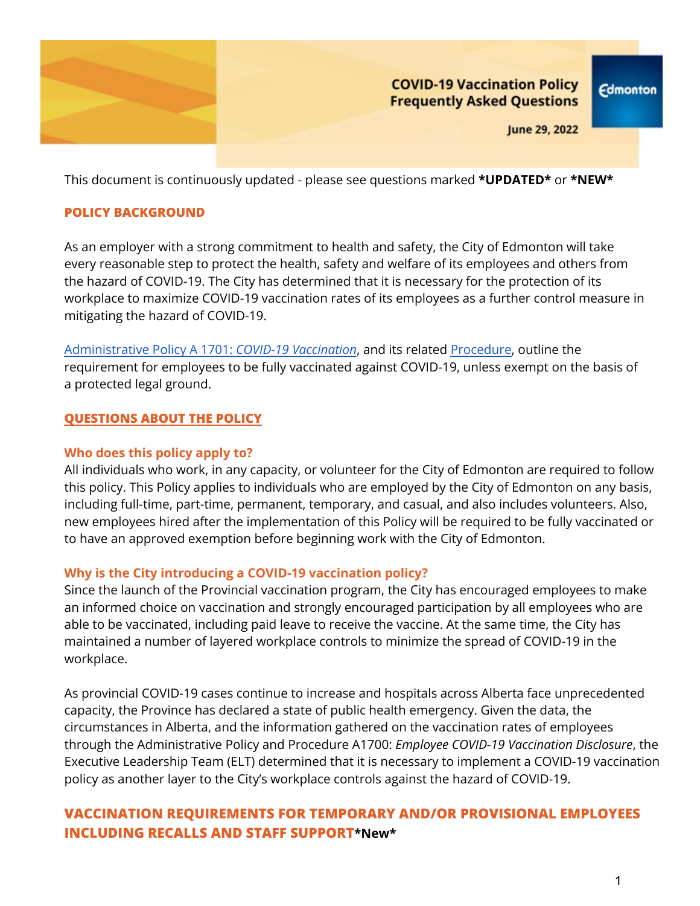# COVID-19 Vaccination Policy Frequently Asked Questions

June 29, 2022

This document is continuously updated - please see questions marked **\*UPDATED\*** or **\*NEW\***

## POLICY BACKGROUND

As an employer with a strong commitment to health and safety, the City of Edmonton will take every reasonable step to protect the health, safety and welfare of its employees and others from the hazard of COVID-19. The City has determined that it is necessary for the protection of its workplace to maximize COVID-19 vaccination rates of its employees as a further control measure in mitigating the hazard of COVID-19.

Administrative Policy A 1701: *COVID-19 Vaccination*, and its related Procedure, outline the requirement for employees to be fully vaccinated against COVID-19, unless exempt on the basis of a protected legal ground.

## QUESTIONS ABOUT THE POLICY

### Who does this policy apply to?

All individuals who work, in any capacity, or volunteer for the City of Edmonton are required to follow this policy. This Policy applies to individuals who are employed by the City of Edmonton on any basis, including full-time, part-time, permanent, temporary, and casual, and also includes volunteers. Also, new employees hired after the implementation of this Policy will be required to be fully vaccinated or to have an approved exemption before beginning work with the City of Edmonton.

### Why is the City introducing a COVID-19 vaccination policy?

Since the launch of the Provincial vaccination program, the City has encouraged employees to make an informed choice on vaccination and strongly encouraged participation by all employees who are able to be vaccinated, including paid leave to receive the vaccine. At the same time, the City has maintained a number of layered workplace controls to minimize the spread of COVID-19 in the workplace.

As provincial COVID-19 cases continue to increase and hospitals across Alberta face unprecedented capacity, the Province has declared a state of public health emergency. Given the data, the circumstances in Alberta, and the information gathered on the vaccination rates of employees through the Administrative Policy and Procedure A1700: *Employee COVID-19 Vaccination Disclosure*, the Executive Leadership Team (ELT) determined that it is necessary to implement a COVID-19 vaccination policy as another layer to the City's workplace controls against the hazard of COVID-19.

## VACCINATION REQUIREMENTS FOR TEMPORARY AND/OR PROVISIONAL EMPLOYEES INCLUDING RECALLS AND STAFF SUPPORT **\*New\***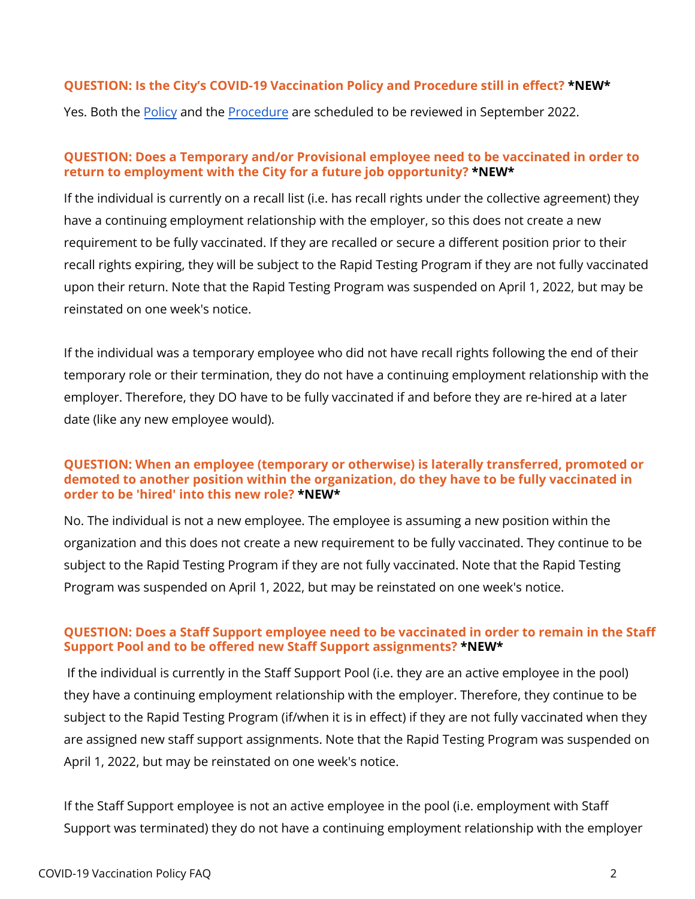**QUESTION: Is the City's COVID-19 Vaccination Policy and Procedure still in effect? *NEW***

Yes. Both the Policy and the Procedure are scheduled to be reviewed in September 2022.

**QUESTION: Does a Temporary and/or Provisional employee need to be vaccinated in order to return to employment with the City for a future job opportunity? *NEW***

If the individual is currently on a recall list (i.e. has recall rights under the collective agreement) they have a continuing employment relationship with the employer, so this does not create a new requirement to be fully vaccinated. If they are recalled or secure a different position prior to their recall rights expiring, they will be subject to the Rapid Testing Program if they are not fully vaccinated upon their return. Note that the Rapid Testing Program was suspended on April 1, 2022, but may be reinstated on one week's notice.

If the individual was a temporary employee who did not have recall rights following the end of their temporary role or their termination, they do not have a continuing employment relationship with the employer. Therefore, they DO have to be fully vaccinated if and before they are re-hired at a later date (like any new employee would).

**QUESTION: When an employee (temporary or otherwise) is laterally transferred, promoted or demoted to another position within the organization, do they have to be fully vaccinated in order to be 'hired' into this new role? *NEW***

No. The individual is not a new employee. The employee is assuming a new position within the organization and this does not create a new requirement to be fully vaccinated. They continue to be subject to the Rapid Testing Program if they are not fully vaccinated. Note that the Rapid Testing Program was suspended on April 1, 2022, but may be reinstated on one week's notice.

**QUESTION: Does a Staff Support employee need to be vaccinated in order to remain in the Staff Support Pool and to be offered new Staff Support assignments? *NEW***

If the individual is currently in the Staff Support Pool (i.e. they are an active employee in the pool) they have a continuing employment relationship with the employer. Therefore, they continue to be subject to the Rapid Testing Program (if/when it is in effect) if they are not fully vaccinated when they are assigned new staff support assignments. Note that the Rapid Testing Program was suspended on April 1, 2022, but may be reinstated on one week's notice.

If the Staff Support employee is not an active employee in the pool (i.e. employment with Staff Support was terminated) they do not have a continuing employment relationship with the employer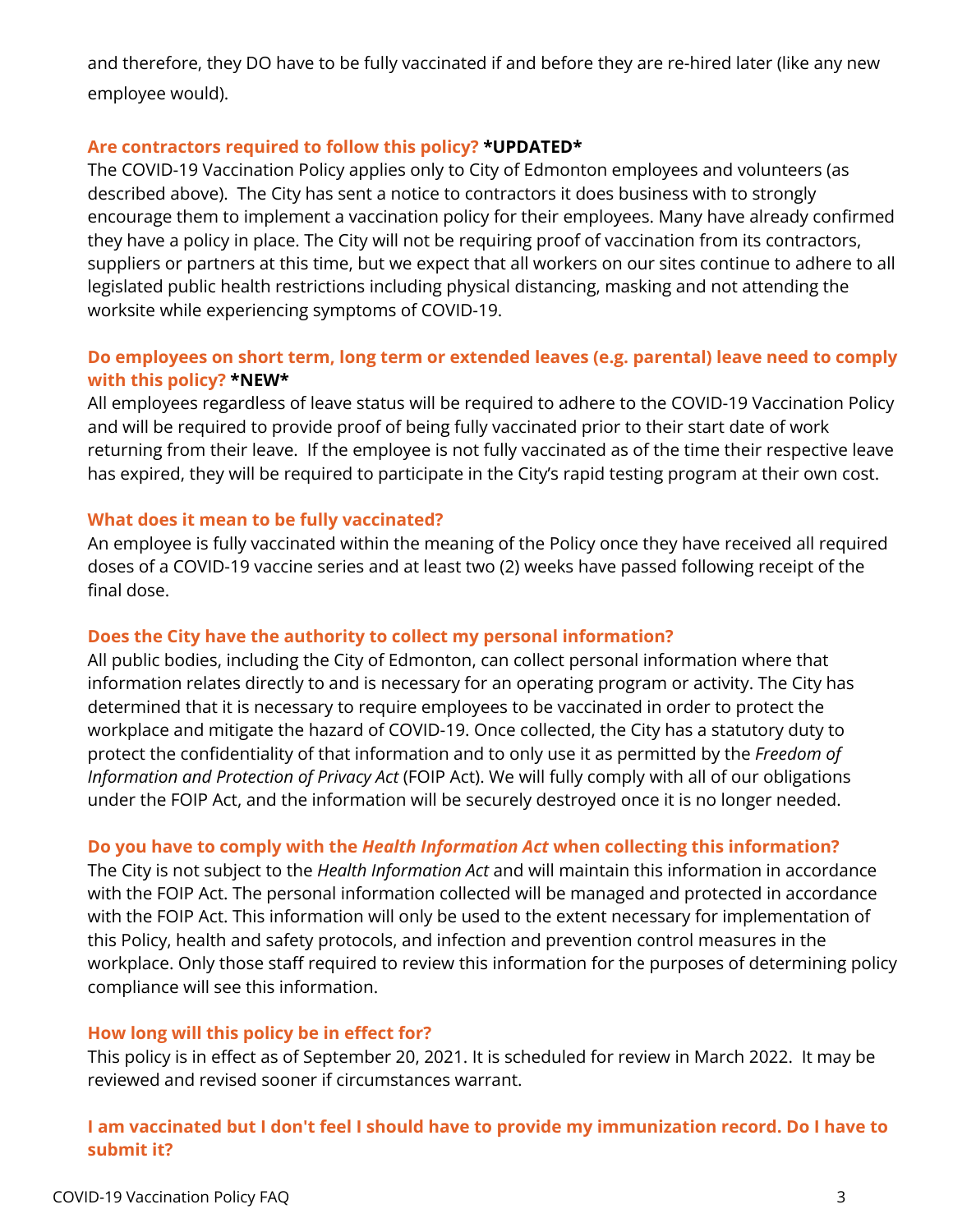and therefore, they DO have to be fully vaccinated if and before they are re-hired later (like any new employee would).

### Are contractors required to follow this policy? **\*UPDATED\***

The COVID-19 Vaccination Policy applies only to City of Edmonton employees and volunteers (as described above). The City has sent a notice to contractors it does business with to strongly encourage them to implement a vaccination policy for their employees. Many have already confirmed they have a policy in place. The City will not be requiring proof of vaccination from its contractors, suppliers or partners at this time, but we expect that all workers on our sites continue to adhere to all legislated public health restrictions including physical distancing, masking and not attending the worksite while experiencing symptoms of COVID-19.

### Do employees on short term, long term or extended leaves (e.g. parental) leave need to comply with this policy? **\*NEW\***

All employees regardless of leave status will be required to adhere to the COVID-19 Vaccination Policy and will be required to provide proof of being fully vaccinated prior to their start date of work returning from their leave. If the employee is not fully vaccinated as of the time their respective leave has expired, they will be required to participate in the City's rapid testing program at their own cost.

### What does it mean to be fully vaccinated?

An employee is fully vaccinated within the meaning of the Policy once they have received all required doses of a COVID-19 vaccine series and at least two (2) weeks have passed following receipt of the final dose.

### Does the City have the authority to collect my personal information?

All public bodies, including the City of Edmonton, can collect personal information where that information relates directly to and is necessary for an operating program or activity. The City has determined that it is necessary to require employees to be vaccinated in order to protect the workplace and mitigate the hazard of COVID-19. Once collected, the City has a statutory duty to protect the confidentiality of that information and to only use it as permitted by the *Freedom of Information and Protection of Privacy Act* (FOIP Act). We will fully comply with all of our obligations under the FOIP Act, and the information will be securely destroyed once it is no longer needed.

### Do you have to comply with the *Health Information Act* when collecting this information?

The City is not subject to the *Health Information Act* and will maintain this information in accordance with the FOIP Act. The personal information collected will be managed and protected in accordance with the FOIP Act. This information will only be used to the extent necessary for implementation of this Policy, health and safety protocols, and infection and prevention control measures in the workplace. Only those staff required to review this information for the purposes of determining policy compliance will see this information.

### How long will this policy be in effect for?

This policy is in effect as of September 20, 2021. It is scheduled for review in March 2022. It may be reviewed and revised sooner if circumstances warrant.

### I am vaccinated but I don't feel I should have to provide my immunization record. Do I have to submit it?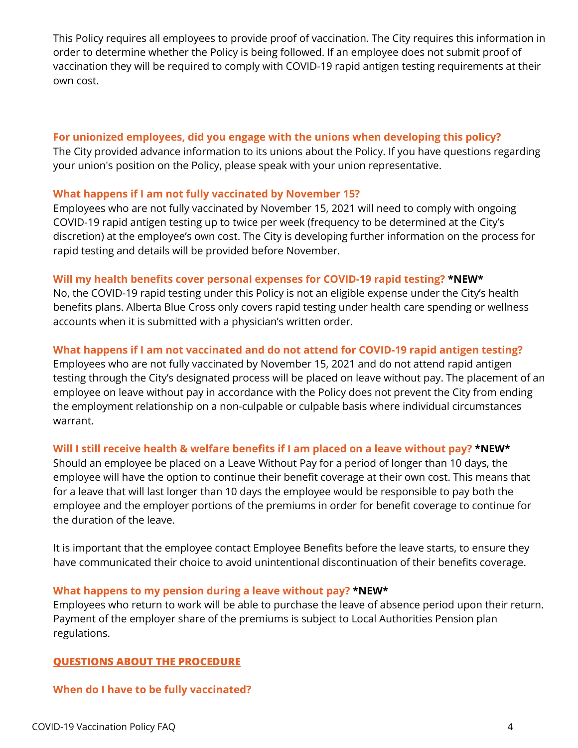This Policy requires all employees to provide proof of vaccination. The City requires this information in order to determine whether the Policy is being followed. If an employee does not submit proof of vaccination they will be required to comply with COVID-19 rapid antigen testing requirements at their own cost.

### For unionized employees, did you engage with the unions when developing this policy?

The City provided advance information to its unions about the Policy. If you have questions regarding your union's position on the Policy, please speak with your union representative.

### What happens if I am not fully vaccinated by November 15?

Employees who are not fully vaccinated by November 15, 2021 will need to comply with ongoing COVID-19 rapid antigen testing up to twice per week (frequency to be determined at the City's discretion) at the employee's own cost. The City is developing further information on the process for rapid testing and details will be provided before November.

### Will my health benefits cover personal expenses for COVID-19 rapid testing? **\*NEW\***

No, the COVID-19 rapid testing under this Policy is not an eligible expense under the City's health benefits plans. Alberta Blue Cross only covers rapid testing under health care spending or wellness accounts when it is submitted with a physician's written order.

### What happens if I am not vaccinated and do not attend for COVID-19 rapid antigen testing?

Employees who are not fully vaccinated by November 15, 2021 and do not attend rapid antigen testing through the City's designated process will be placed on leave without pay. The placement of an employee on leave without pay in accordance with the Policy does not prevent the City from ending the employment relationship on a non-culpable or culpable basis where individual circumstances warrant.

### Will I still receive health & welfare benefits if I am placed on a leave without pay? **\*NEW\***

Should an employee be placed on a Leave Without Pay for a period of longer than 10 days, the employee will have the option to continue their benefit coverage at their own cost. This means that for a leave that will last longer than 10 days the employee would be responsible to pay both the employee and the employer portions of the premiums in order for benefit coverage to continue for the duration of the leave.

It is important that the employee contact Employee Benefits before the leave starts, to ensure they have communicated their choice to avoid unintentional discontinuation of their benefits coverage.

### What happens to my pension during a leave without pay? **\*NEW\***

Employees who return to work will be able to purchase the leave of absence period upon their return. Payment of the employer share of the premiums is subject to Local Authorities Pension plan regulations.

## QUESTIONS ABOUT THE PROCEDURE

### When do I have to be fully vaccinated?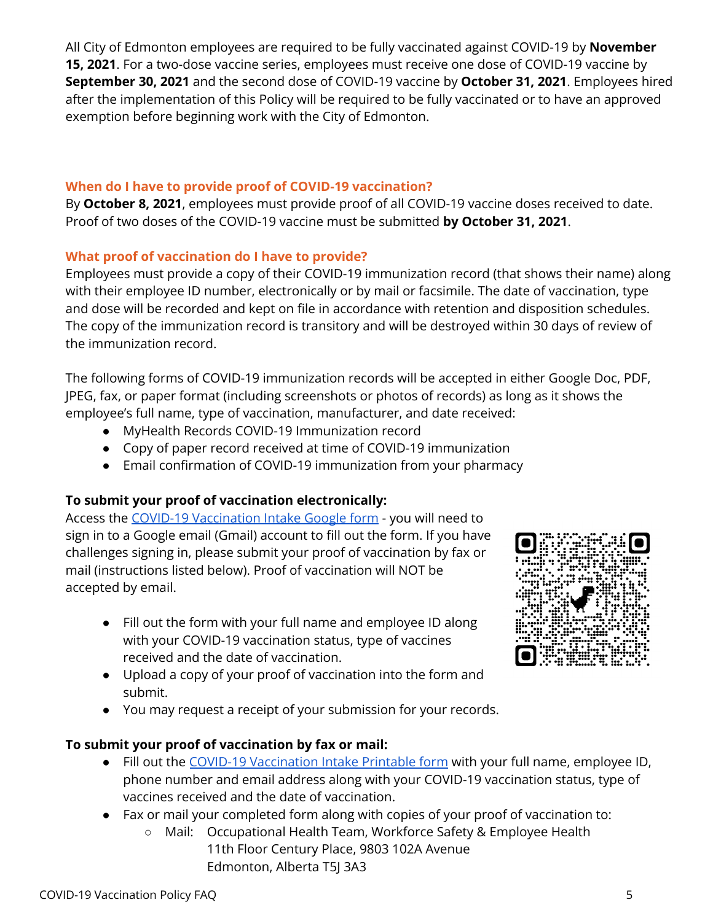All City of Edmonton employees are required to be fully vaccinated against COVID-19 by **November 15, 2021**. For a two-dose vaccine series, employees must receive one dose of COVID-19 vaccine by **September 30, 2021** and the second dose of COVID-19 vaccine by **October 31, 2021**. Employees hired after the implementation of this Policy will be required to be fully vaccinated or to have an approved exemption before beginning work with the City of Edmonton.

### When do I have to provide proof of COVID-19 vaccination?

By **October 8, 2021**, employees must provide proof of all COVID-19 vaccine doses received to date. Proof of two doses of the COVID-19 vaccine must be submitted **by October 31, 2021**.

### What proof of vaccination do I have to provide?

Employees must provide a copy of their COVID-19 immunization record (that shows their name) along with their employee ID number, electronically or by mail or facsimile. The date of vaccination, type and dose will be recorded and kept on file in accordance with retention and disposition schedules. The copy of the immunization record is transitory and will be destroyed within 30 days of review of the immunization record.

The following forms of COVID-19 immunization records will be accepted in either Google Doc, PDF, JPEG, fax, or paper format (including screenshots or photos of records) as long as it shows the employee's full name, type of vaccination, manufacturer, and date received:

- MyHealth Records COVID-19 Immunization record
- Copy of paper record received at time of COVID-19 immunization
- Email confirmation of COVID-19 immunization from your pharmacy

**To submit your proof of vaccination electronically:**

Access the COVID-19 Vaccination Intake Google form - you will need to sign in to a Google email (Gmail) account to fill out the form. If you have challenges signing in, please submit your proof of vaccination by fax or mail (instructions listed below). Proof of vaccination will NOT be accepted by email.

- Fill out the form with your full name and employee ID along with your COVID-19 vaccination status, type of vaccines received and the date of vaccination.
- Upload a copy of your proof of vaccination into the form and submit.
- You may request a receipt of your submission for your records.

**To submit your proof of vaccination by fax or mail:**

- Fill out the COVID-19 Vaccination Intake Printable form with your full name, employee ID, phone number and email address along with your COVID-19 vaccination status, type of vaccines received and the date of vaccination.
- Fax or mail your completed form along with copies of your proof of vaccination to:
  - Mail: Occupational Health Team, Workforce Safety & Employee Health
    11th Floor Century Place, 9803 102A Avenue
    Edmonton, Alberta T5J 3A3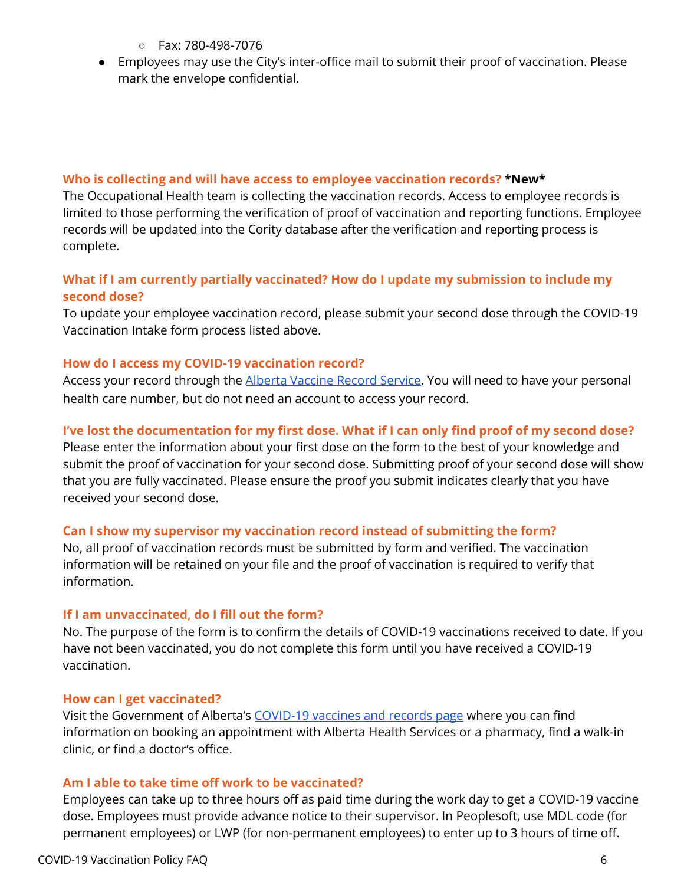- Fax: 780-498-7076
- Employees may use the City's inter-office mail to submit their proof of vaccination. Please mark the envelope confidential.

### Who is collecting and will have access to employee vaccination records? **\*New\***

The Occupational Health team is collecting the vaccination records. Access to employee records is limited to those performing the verification of proof of vaccination and reporting functions. Employee records will be updated into the Cority database after the verification and reporting process is complete.

### What if I am currently partially vaccinated? How do I update my submission to include my second dose?

To update your employee vaccination record, please submit your second dose through the COVID-19 Vaccination Intake form process listed above.

### How do I access my COVID-19 vaccination record?

Access your record through the [Alberta Vaccine Record Service](). You will need to have your personal health care number, but do not need an account to access your record.

### I've lost the documentation for my first dose. What if I can only find proof of my second dose?

Please enter the information about your first dose on the form to the best of your knowledge and submit the proof of vaccination for your second dose. Submitting proof of your second dose will show that you are fully vaccinated. Please ensure the proof you submit indicates clearly that you have received your second dose.

### Can I show my supervisor my vaccination record instead of submitting the form?

No, all proof of vaccination records must be submitted by form and verified. The vaccination information will be retained on your file and the proof of vaccination is required to verify that information.

### If I am unvaccinated, do I fill out the form?

No. The purpose of the form is to confirm the details of COVID-19 vaccinations received to date. If you have not been vaccinated, you do not complete this form until you have received a COVID-19 vaccination.

### How can I get vaccinated?

Visit the Government of Alberta's [COVID-19 vaccines and records page]() where you can find information on booking an appointment with Alberta Health Services or a pharmacy, find a walk-in clinic, or find a doctor's office.

### Am I able to take time off work to be vaccinated?

Employees can take up to three hours off as paid time during the work day to get a COVID-19 vaccine dose. Employees must provide advance notice to their supervisor. In Peoplesoft, use MDL code (for permanent employees) or LWP (for non-permanent employees) to enter up to 3 hours of time off.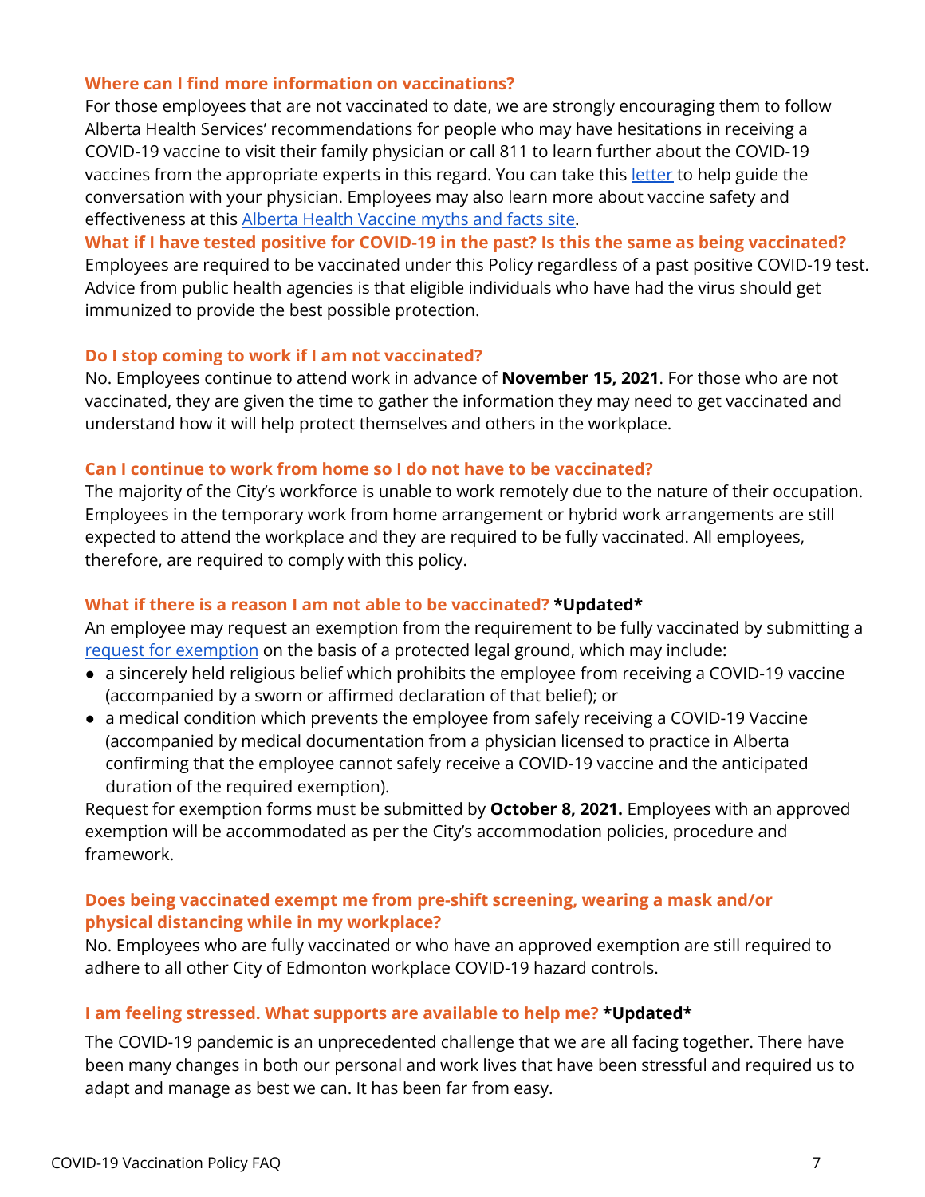### Where can I find more information on vaccinations?

For those employees that are not vaccinated to date, we are strongly encouraging them to follow Alberta Health Services' recommendations for people who may have hesitations in receiving a COVID-19 vaccine to visit their family physician or call 811 to learn further about the COVID-19 vaccines from the appropriate experts in this regard. You can take this [letter]() to help guide the conversation with your physician. Employees may also learn more about vaccine safety and effectiveness at this [Alberta Health Vaccine myths and facts site]().

### What if I have tested positive for COVID-19 in the past? Is this the same as being vaccinated?

Employees are required to be vaccinated under this Policy regardless of a past positive COVID-19 test. Advice from public health agencies is that eligible individuals who have had the virus should get immunized to provide the best possible protection.

### Do I stop coming to work if I am not vaccinated?

No. Employees continue to attend work in advance of **November 15, 2021**. For those who are not vaccinated, they are given the time to gather the information they may need to get vaccinated and understand how it will help protect themselves and others in the workplace.

### Can I continue to work from home so I do not have to be vaccinated?

The majority of the City's workforce is unable to work remotely due to the nature of their occupation. Employees in the temporary work from home arrangement or hybrid work arrangements are still expected to attend the workplace and they are required to be fully vaccinated. All employees, therefore, are required to comply with this policy.

### What if there is a reason I am not able to be vaccinated? **\*Updated\***

An employee may request an exemption from the requirement to be fully vaccinated by submitting a [request for exemption]() on the basis of a protected legal ground, which may include:

- a sincerely held religious belief which prohibits the employee from receiving a COVID-19 vaccine (accompanied by a sworn or affirmed declaration of that belief); or
- a medical condition which prevents the employee from safely receiving a COVID-19 Vaccine (accompanied by medical documentation from a physician licensed to practice in Alberta confirming that the employee cannot safely receive a COVID-19 vaccine and the anticipated duration of the required exemption).

Request for exemption forms must be submitted by **October 8, 2021.** Employees with an approved exemption will be accommodated as per the City's accommodation policies, procedure and framework.

### Does being vaccinated exempt me from pre-shift screening, wearing a mask and/or physical distancing while in my workplace?

No. Employees who are fully vaccinated or who have an approved exemption are still required to adhere to all other City of Edmonton workplace COVID-19 hazard controls.

### I am feeling stressed. What supports are available to help me? **\*Updated\***

The COVID-19 pandemic is an unprecedented challenge that we are all facing together. There have been many changes in both our personal and work lives that have been stressful and required us to adapt and manage as best we can. It has been far from easy.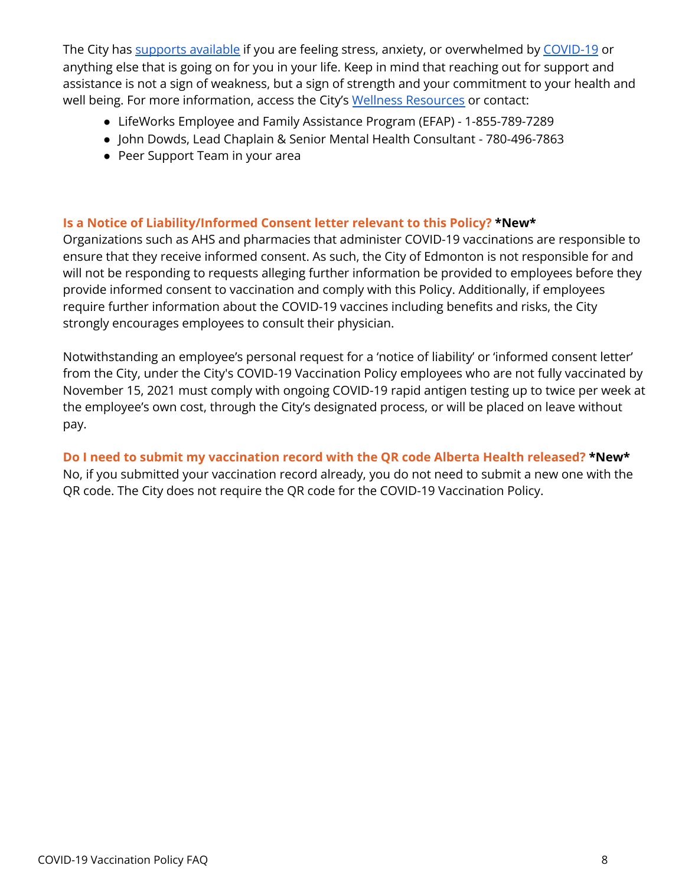The City has supports available if you are feeling stress, anxiety, or overwhelmed by COVID-19 or anything else that is going on for you in your life. Keep in mind that reaching out for support and assistance is not a sign of weakness, but a sign of strength and your commitment to your health and well being. For more information, access the City's Wellness Resources or contact:

- LifeWorks Employee and Family Assistance Program (EFAP) - 1-855-789-7289
- John Dowds, Lead Chaplain & Senior Mental Health Consultant - 780-496-7863
- Peer Support Team in your area

**Is a Notice of Liability/Informed Consent letter relevant to this Policy? *New***

Organizations such as AHS and pharmacies that administer COVID-19 vaccinations are responsible to ensure that they receive informed consent. As such, the City of Edmonton is not responsible for and will not be responding to requests alleging further information be provided to employees before they provide informed consent to vaccination and comply with this Policy. Additionally, if employees require further information about the COVID-19 vaccines including benefits and risks, the City strongly encourages employees to consult their physician.

Notwithstanding an employee's personal request for a 'notice of liability' or 'informed consent letter' from the City, under the City's COVID-19 Vaccination Policy employees who are not fully vaccinated by November 15, 2021 must comply with ongoing COVID-19 rapid antigen testing up to twice per week at the employee's own cost, through the City's designated process, or will be placed on leave without pay.

**Do I need to submit my vaccination record with the QR code Alberta Health released? *New***

No, if you submitted your vaccination record already, you do not need to submit a new one with the QR code. The City does not require the QR code for the COVID-19 Vaccination Policy.